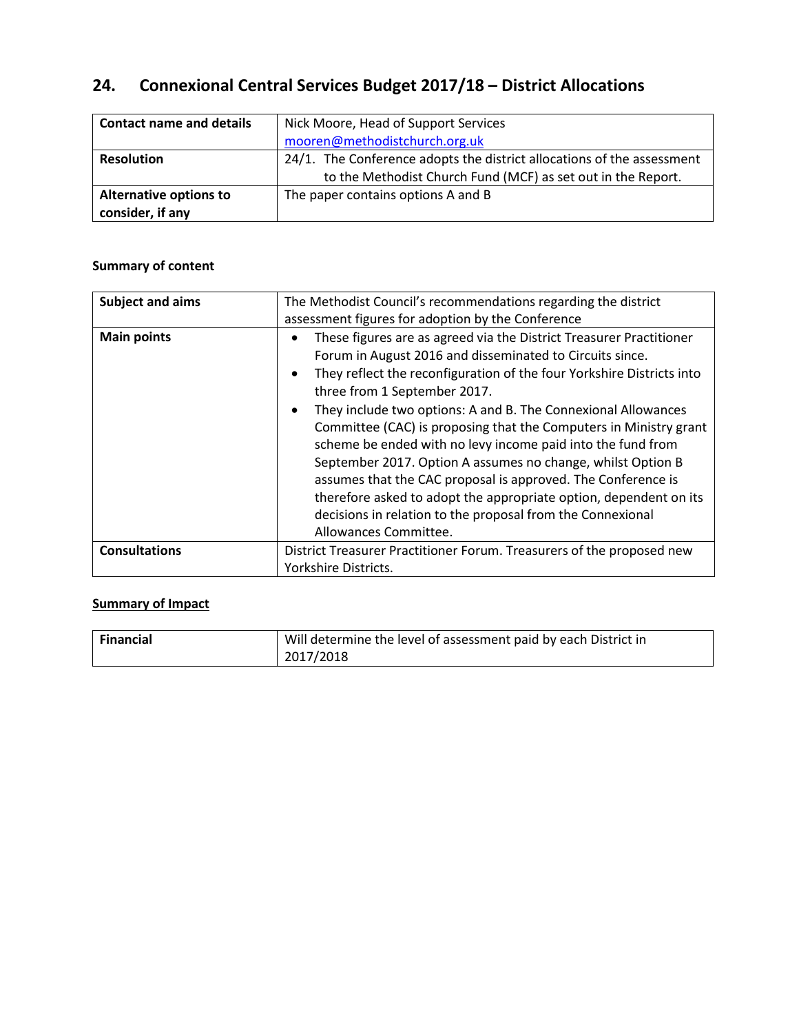# 24. Connexional Central Services Budget 2017/18 – District Allocations

| | |
|---|---|
| **Contact name and details** | Nick Moore, Head of Support Services<br>mooren@methodistchurch.org.uk |
| **Resolution** | 24/1. The Conference adopts the district allocations of the assessment to the Methodist Church Fund (MCF) as set out in the Report. |
| **Alternative options to consider, if any** | The paper contains options A and B |

### Summary of content

| | |
|---|---|
| **Subject and aims** | The Methodist Council's recommendations regarding the district assessment figures for adoption by the Conference |
| **Main points** | • These figures are as agreed via the District Treasurer Practitioner Forum in August 2016 and disseminated to Circuits since.<br>• They reflect the reconfiguration of the four Yorkshire Districts into three from 1 September 2017.<br>• They include two options: A and B. The Connexional Allowances Committee (CAC) is proposing that the Computers in Ministry grant scheme be ended with no levy income paid into the fund from September 2017. Option A assumes no change, whilst Option B assumes that the CAC proposal is approved. The Conference is therefore asked to adopt the appropriate option, dependent on its decisions in relation to the proposal from the Connexional Allowances Committee. |
| **Consultations** | District Treasurer Practitioner Forum. Treasurers of the proposed new Yorkshire Districts. |

### Summary of Impact

| | |
|---|---|
| **Financial** | Will determine the level of assessment paid by each District in 2017/2018 |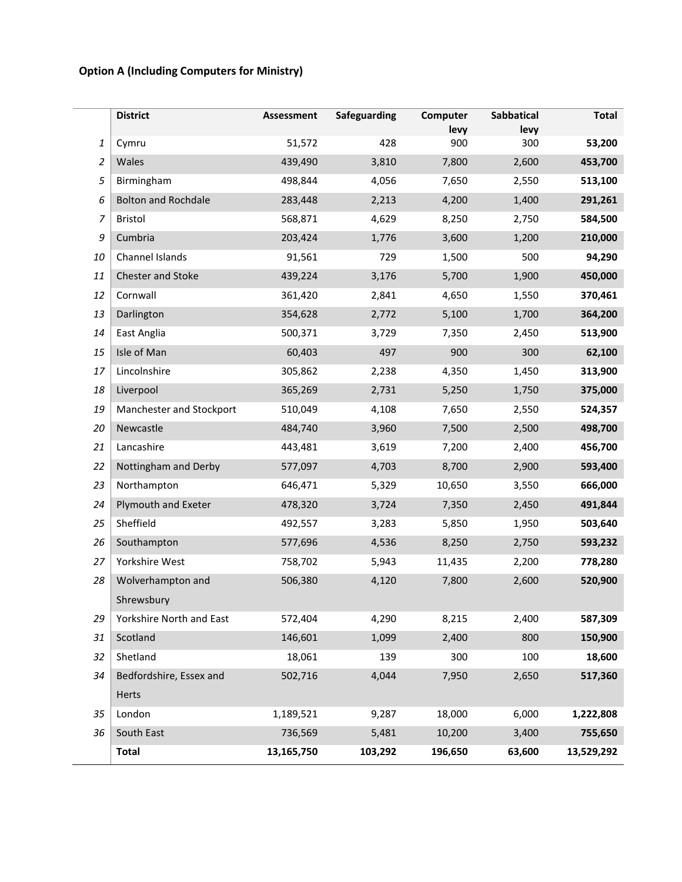### Option A (Including Computers for Ministry)

| | District | Assessment | Safeguarding | Computer levy | Sabbatical levy | Total |
|---|---|---|---|---|---|---|
| *1* | Cymru | 51,572 | 428 | 900 | 300 | **53,200** |
| *2* | Wales | 439,490 | 3,810 | 7,800 | 2,600 | **453,700** |
| *5* | Birmingham | 498,844 | 4,056 | 7,650 | 2,550 | **513,100** |
| *6* | Bolton and Rochdale | 283,448 | 2,213 | 4,200 | 1,400 | **291,261** |
| *7* | Bristol | 568,871 | 4,629 | 8,250 | 2,750 | **584,500** |
| *9* | Cumbria | 203,424 | 1,776 | 3,600 | 1,200 | **210,000** |
| *10* | Channel Islands | 91,561 | 729 | 1,500 | 500 | **94,290** |
| *11* | Chester and Stoke | 439,224 | 3,176 | 5,700 | 1,900 | **450,000** |
| *12* | Cornwall | 361,420 | 2,841 | 4,650 | 1,550 | **370,461** |
| *13* | Darlington | 354,628 | 2,772 | 5,100 | 1,700 | **364,200** |
| *14* | East Anglia | 500,371 | 3,729 | 7,350 | 2,450 | **513,900** |
| *15* | Isle of Man | 60,403 | 497 | 900 | 300 | **62,100** |
| *17* | Lincolnshire | 305,862 | 2,238 | 4,350 | 1,450 | **313,900** |
| *18* | Liverpool | 365,269 | 2,731 | 5,250 | 1,750 | **375,000** |
| *19* | Manchester and Stockport | 510,049 | 4,108 | 7,650 | 2,550 | **524,357** |
| *20* | Newcastle | 484,740 | 3,960 | 7,500 | 2,500 | **498,700** |
| *21* | Lancashire | 443,481 | 3,619 | 7,200 | 2,400 | **456,700** |
| *22* | Nottingham and Derby | 577,097 | 4,703 | 8,700 | 2,900 | **593,400** |
| *23* | Northampton | 646,471 | 5,329 | 10,650 | 3,550 | **666,000** |
| *24* | Plymouth and Exeter | 478,320 | 3,724 | 7,350 | 2,450 | **491,844** |
| *25* | Sheffield | 492,557 | 3,283 | 5,850 | 1,950 | **503,640** |
| *26* | Southampton | 577,696 | 4,536 | 8,250 | 2,750 | **593,232** |
| *27* | Yorkshire West | 758,702 | 5,943 | 11,435 | 2,200 | **778,280** |
| *28* | Wolverhampton and Shrewsbury | 506,380 | 4,120 | 7,800 | 2,600 | **520,900** |
| *29* | Yorkshire North and East | 572,404 | 4,290 | 8,215 | 2,400 | **587,309** |
| *31* | Scotland | 146,601 | 1,099 | 2,400 | 800 | **150,900** |
| *32* | Shetland | 18,061 | 139 | 300 | 100 | **18,600** |
| *34* | Bedfordshire, Essex and Herts | 502,716 | 4,044 | 7,950 | 2,650 | **517,360** |
| *35* | London | 1,189,521 | 9,287 | 18,000 | 6,000 | **1,222,808** |
| *36* | South East | 736,569 | 5,481 | 10,200 | 3,400 | **755,650** |
| | **Total** | **13,165,750** | **103,292** | **196,650** | **63,600** | **13,529,292** |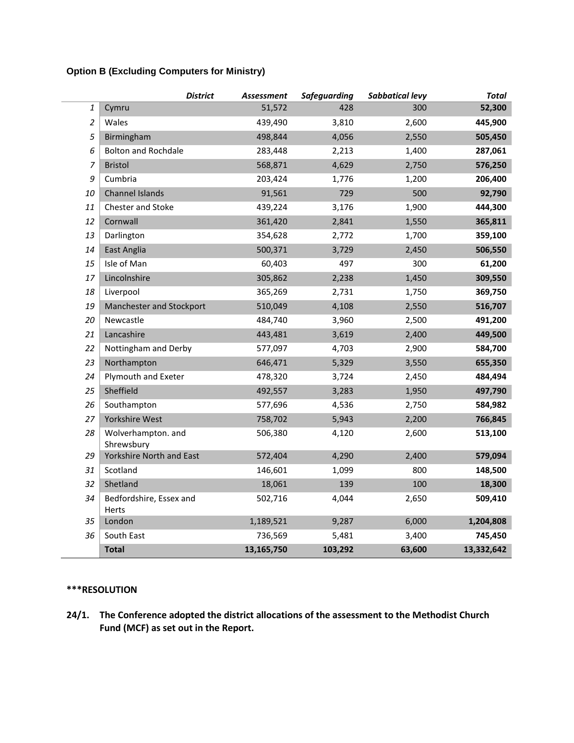**Option B (Excluding Computers for Ministry)**

| | *District* | *Assessment* | *Safeguarding* | *Sabbatical levy* | *Total* |
|---|---|---|---|---|---|
| *1* | Cymru | 51,572 | 428 | 300 | **52,300** |
| *2* | Wales | 439,490 | 3,810 | 2,600 | **445,900** |
| *5* | Birmingham | 498,844 | 4,056 | 2,550 | **505,450** |
| *6* | Bolton and Rochdale | 283,448 | 2,213 | 1,400 | **287,061** |
| *7* | Bristol | 568,871 | 4,629 | 2,750 | **576,250** |
| *9* | Cumbria | 203,424 | 1,776 | 1,200 | **206,400** |
| *10* | Channel Islands | 91,561 | 729 | 500 | **92,790** |
| *11* | Chester and Stoke | 439,224 | 3,176 | 1,900 | **444,300** |
| *12* | Cornwall | 361,420 | 2,841 | 1,550 | **365,811** |
| *13* | Darlington | 354,628 | 2,772 | 1,700 | **359,100** |
| *14* | East Anglia | 500,371 | 3,729 | 2,450 | **506,550** |
| *15* | Isle of Man | 60,403 | 497 | 300 | **61,200** |
| *17* | Lincolnshire | 305,862 | 2,238 | 1,450 | **309,550** |
| *18* | Liverpool | 365,269 | 2,731 | 1,750 | **369,750** |
| *19* | Manchester and Stockport | 510,049 | 4,108 | 2,550 | **516,707** |
| *20* | Newcastle | 484,740 | 3,960 | 2,500 | **491,200** |
| *21* | Lancashire | 443,481 | 3,619 | 2,400 | **449,500** |
| *22* | Nottingham and Derby | 577,097 | 4,703 | 2,900 | **584,700** |
| *23* | Northampton | 646,471 | 5,329 | 3,550 | **655,350** |
| *24* | Plymouth and Exeter | 478,320 | 3,724 | 2,450 | **484,494** |
| *25* | Sheffield | 492,557 | 3,283 | 1,950 | **497,790** |
| *26* | Southampton | 577,696 | 4,536 | 2,750 | **584,982** |
| *27* | Yorkshire West | 758,702 | 5,943 | 2,200 | **766,845** |
| *28* | Wolverhampton. and Shrewsbury | 506,380 | 4,120 | 2,600 | **513,100** |
| *29* | Yorkshire North and East | 572,404 | 4,290 | 2,400 | **579,094** |
| *31* | Scotland | 146,601 | 1,099 | 800 | **148,500** |
| *32* | Shetland | 18,061 | 139 | 100 | **18,300** |
| *34* | Bedfordshire, Essex and Herts | 502,716 | 4,044 | 2,650 | **509,410** |
| *35* | London | 1,189,521 | 9,287 | 6,000 | **1,204,808** |
| *36* | South East | 736,569 | 5,481 | 3,400 | **745,450** |
| | **Total** | **13,165,750** | **103,292** | **63,600** | **13,332,642** |

**\*\*\*RESOLUTION**

**24/1. The Conference adopted the district allocations of the assessment to the Methodist Church Fund (MCF) as set out in the Report.**